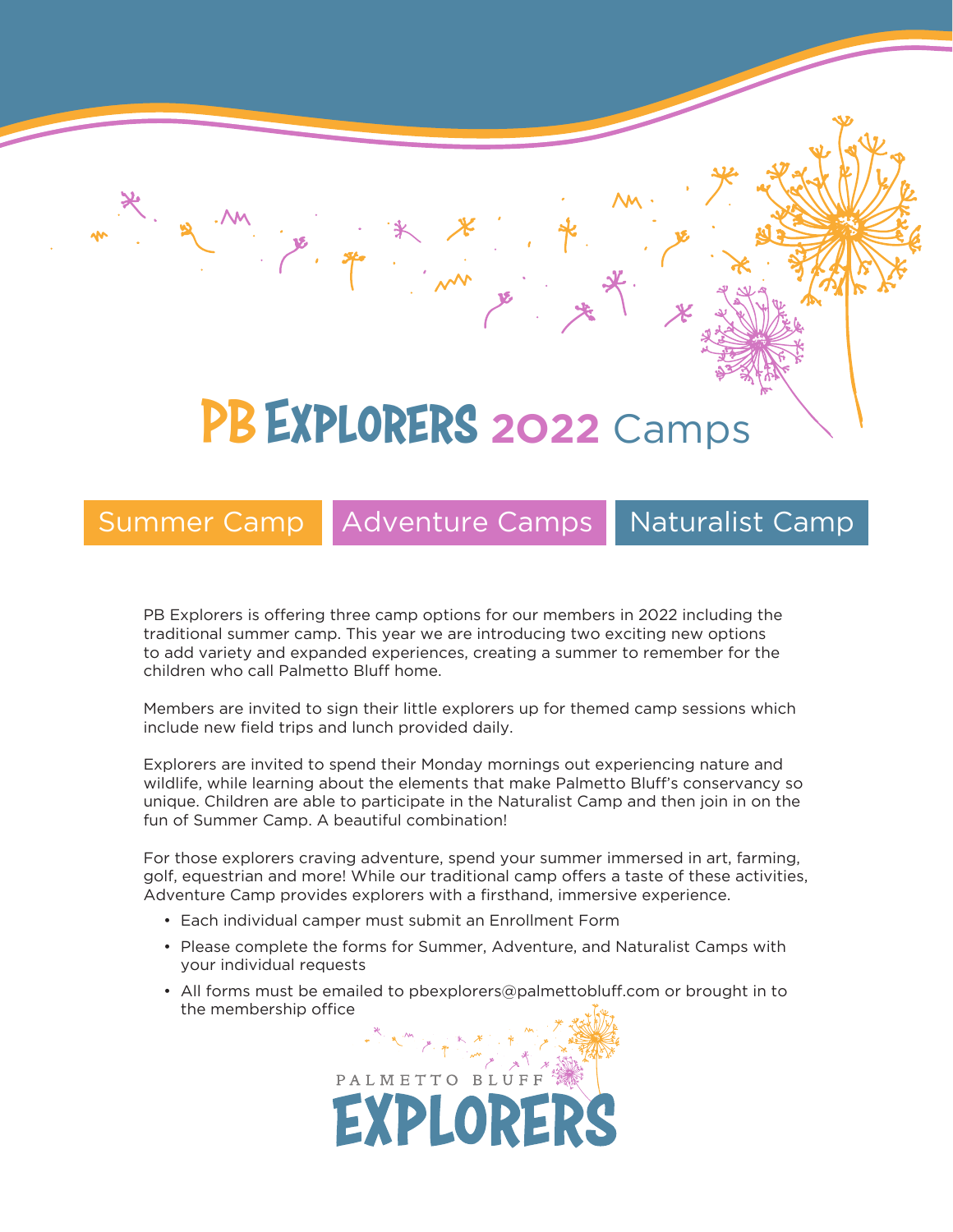# PB Explorers 2022 Camps

Summer Camp | Adventure Camps | Naturalist Camp

PB Explorers is offering three camp options for our members in 2022 including the traditional summer camp. This year we are introducing two exciting new options to add variety and expanded experiences, creating a summer to remember for the children who call Palmetto Bluff home.

Members are invited to sign their little explorers up for themed camp sessions which include new field trips and lunch provided daily.

Explorers are invited to spend their Monday mornings out experiencing nature and wildlife, while learning about the elements that make Palmetto Bluff's conservancy so unique. Children are able to participate in the Naturalist Camp and then join in on the fun of Summer Camp. A beautiful combination!

For those explorers craving adventure, spend your summer immersed in art, farming, golf, equestrian and more! While our traditional camp offers a taste of these activities, Adventure Camp provides explorers with a firsthand, immersive experience.

- Each individual camper must submit an Enrollment Form
- Please complete the forms for Summer, Adventure, and Naturalist Camps with your individual requests
- All forms must be emailed to pbexplorers@palmettobluff.com or brought in to the membership office

PALMETTO BLUFF
EXPLORERS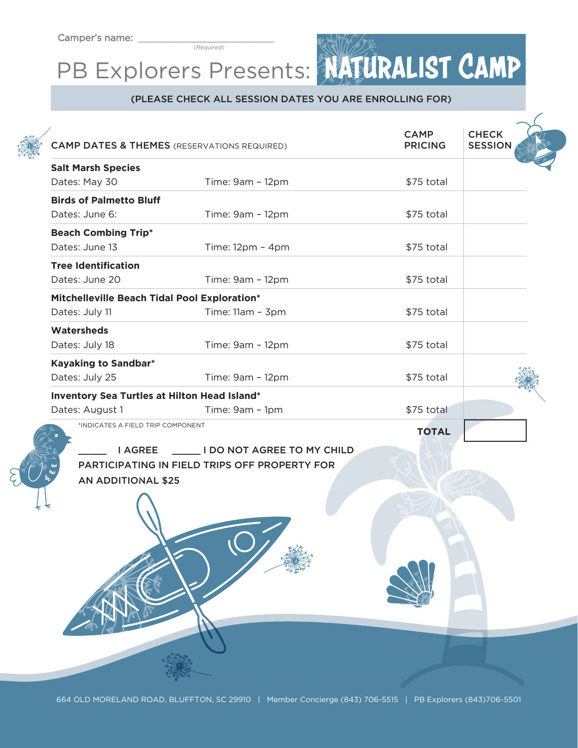Camper's name: ___________________________
*(Required)*

# PB Explorers Presents: NATURALIST CAMP

(PLEASE CHECK ALL SESSION DATES YOU ARE ENROLLING FOR)

| CAMP DATES & THEMES (RESERVATIONS REQUIRED) | | CAMP PRICING | CHECK SESSION |
|---|---|---|---|
| **Salt Marsh Species**<br>Dates: May 30 | Time: 9am - 12pm | $75 total | |
| **Birds of Palmetto Bluff**<br>Dates: June 6: | Time: 9am - 12pm | $75 total | |
| **Beach Combing Trip***<br>Dates: June 13 | Time: 12pm - 4pm | $75 total | |
| **Tree Identification**<br>Dates: June 20 | Time: 9am - 12pm | $75 total | |
| **Mitchelleville Beach Tidal Pool Exploration***<br>Dates: July 11 | Time: 11am - 3pm | $75 total | |
| **Watersheds**<br>Dates: July 18 | Time: 9am - 12pm | $75 total | |
| **Kayaking to Sandbar***<br>Dates: July 25 | Time: 9am - 12pm | $75 total | |
| **Inventory Sea Turtles at Hilton Head Island***<br>Dates: August 1 | Time: 9am - 1pm | $75 total | |
| | | **TOTAL** | |

*INDICATES A FIELD TRIP COMPONENT

_____ I AGREE _____ I DO NOT AGREE TO MY CHILD PARTICIPATING IN FIELD TRIPS OFF PROPERTY FOR AN ADDITIONAL $25

664 OLD MORELAND ROAD, BLUFFTON, SC 29910 | Member Concierge (843) 706-5515 | PB Explorers (843)706-5501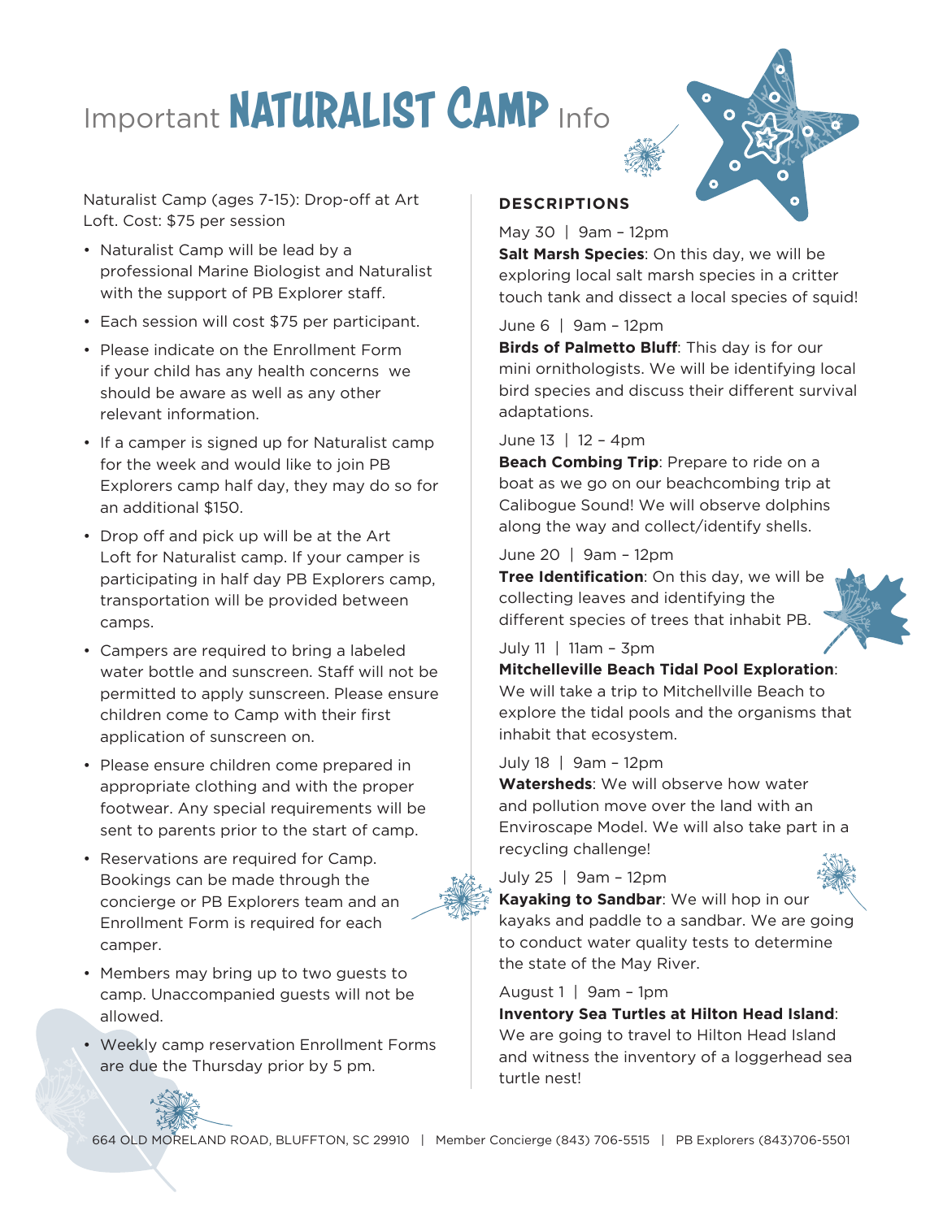# Important NATURALIST CAMP Info

Naturalist Camp (ages 7-15): Drop-off at Art Loft. Cost: $75 per session

- Naturalist Camp will be lead by a professional Marine Biologist and Naturalist with the support of PB Explorer staff.
- Each session will cost $75 per participant.
- Please indicate on the Enrollment Form if your child has any health concerns we should be aware as well as any other relevant information.
- If a camper is signed up for Naturalist camp for the week and would like to join PB Explorers camp half day, they may do so for an additional $150.
- Drop off and pick up will be at the Art Loft for Naturalist camp. If your camper is participating in half day PB Explorers camp, transportation will be provided between camps.
- Campers are required to bring a labeled water bottle and sunscreen. Staff will not be permitted to apply sunscreen. Please ensure children come to Camp with their first application of sunscreen on.
- Please ensure children come prepared in appropriate clothing and with the proper footwear. Any special requirements will be sent to parents prior to the start of camp.
- Reservations are required for Camp. Bookings can be made through the concierge or PB Explorers team and an Enrollment Form is required for each camper.
- Members may bring up to two guests to camp. Unaccompanied guests will not be allowed.
- Weekly camp reservation Enrollment Forms are due the Thursday prior by 5 pm.

## DESCRIPTIONS

May 30 | 9am – 12pm
**Salt Marsh Species**: On this day, we will be exploring local salt marsh species in a critter touch tank and dissect a local species of squid!

June 6 | 9am – 12pm
**Birds of Palmetto Bluff**: This day is for our mini ornithologists. We will be identifying local bird species and discuss their different survival adaptations.

June 13 | 12 – 4pm
**Beach Combing Trip**: Prepare to ride on a boat as we go on our beachcombing trip at Calibogue Sound! We will observe dolphins along the way and collect/identify shells.

June 20 | 9am – 12pm
**Tree Identification**: On this day, we will be collecting leaves and identifying the different species of trees that inhabit PB.

July 11 | 11am – 3pm
**Mitchelleville Beach Tidal Pool Exploration**: We will take a trip to Mitchellville Beach to explore the tidal pools and the organisms that inhabit that ecosystem.

July 18 | 9am – 12pm
**Watersheds**: We will observe how water and pollution move over the land with an Enviroscape Model. We will also take part in a recycling challenge!

July 25 | 9am – 12pm
**Kayaking to Sandbar**: We will hop in our kayaks and paddle to a sandbar. We are going to conduct water quality tests to determine the state of the May River.

August 1 | 9am – 1pm
**Inventory Sea Turtles at Hilton Head Island**: We are going to travel to Hilton Head Island and witness the inventory of a loggerhead sea turtle nest!

664 OLD MORELAND ROAD, BLUFFTON, SC 29910 | Member Concierge (843) 706-5515 | PB Explorers (843)706-5501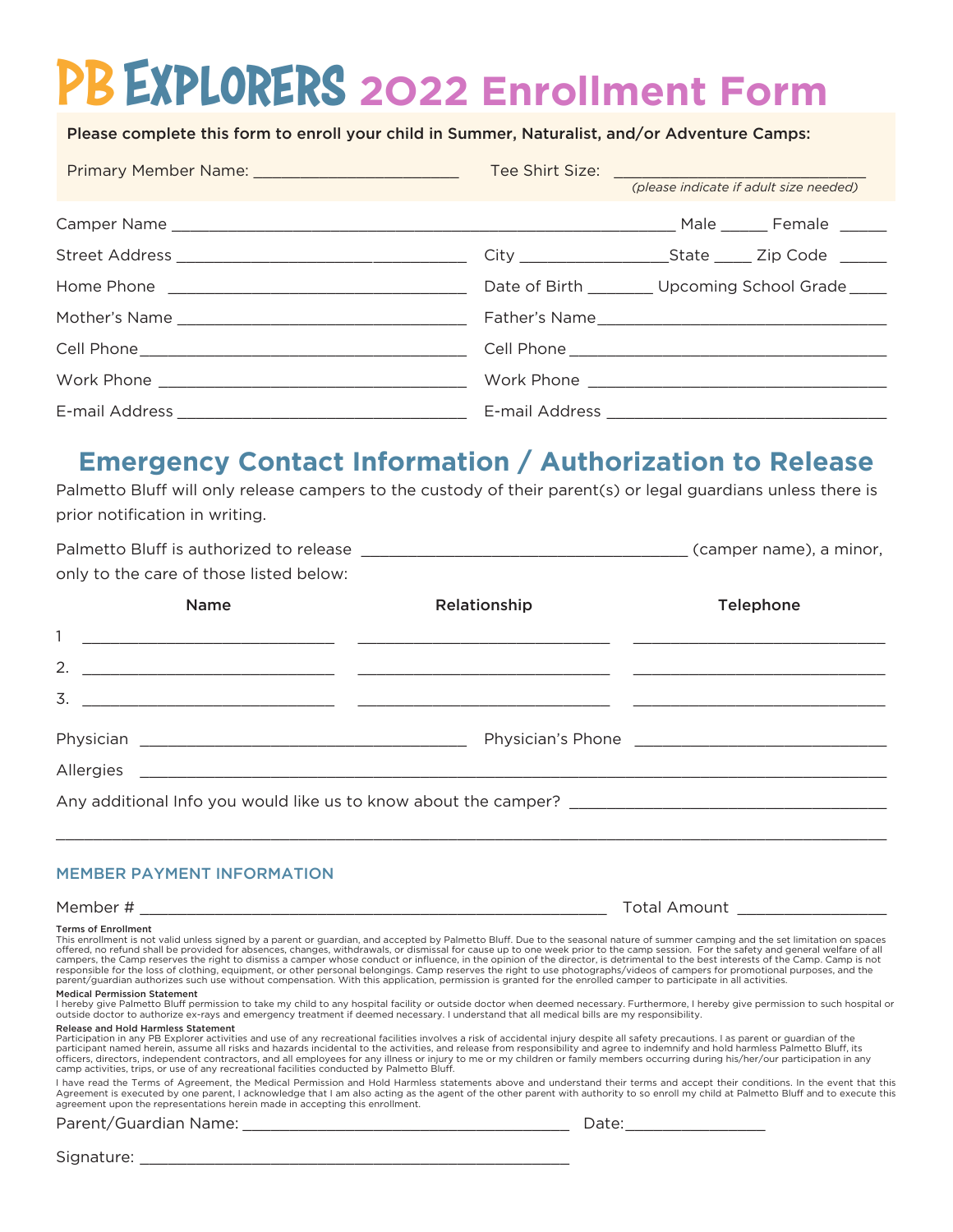# PB Explorers 2022 Enrollment Form

**Please complete this form to enroll your child in Summer, Naturalist, and/or Adventure Camps:**

Primary Member Name: ________________________ Tee Shirt Size: ____________________________
*(please indicate if adult size needed)*

Camper Name ____________________________________________________________ Male _____ Female _____

Street Address __________________________________ City ________________State ____ Zip Code _____

Home Phone __________________________________ Date of Birth _______ Upcoming School Grade ____

Mother's Name __________________________________ Father's Name __________________________________

Cell Phone ______________________________________ Cell Phone ______________________________________

Work Phone ____________________________________ Work Phone ____________________________________

E-mail Address __________________________________ E-mail Address ________________________________

## Emergency Contact Information / Authorization to Release

Palmetto Bluff will only release campers to the custody of their parent(s) or legal guardians unless there is prior notification in writing.

Palmetto Bluff is authorized to release ____________________________________ (camper name), a minor, only to the care of those listed below:

| | Name | Relationship | Telephone |
|---|---|---|---|
| 1 | _____________________________ | _____________________________ | _____________________________ |
| 2. | _____________________________ | _____________________________ | _____________________________ |
| 3. | _____________________________ | _____________________________ | _____________________________ |

Physician _____________________________________ Physician's Phone _____________________________

Allergies ________________________________________________________________________________________

Any additional Info you would like us to know about the camper? __________________________________

_________________________________________________________________________________________________

### MEMBER PAYMENT INFORMATION

Member # _____________________________________________________ Total Amount ________________

**Terms of Enrollment**
This enrollment is not valid unless signed by a parent or guardian, and accepted by Palmetto Bluff. Due to the seasonal nature of summer camping and the set limitation on spaces offered, no refund shall be provided for absences, changes, withdrawals, or dismissal for cause up to one week prior to the camp session. For the safety and general welfare of all campers, the Camp reserves the right to dismiss a camper whose conduct or influence, in the opinion of the director, is detrimental to the best interests of the Camp. Camp is not responsible for the loss of clothing, equipment, or other personal belongings. Camp reserves the right to use photographs/videos of campers for promotional purposes, and the parent/guardian authorizes such use without compensation. With this application, permission is granted for the enrolled camper to participate in all activities.

**Medical Permission Statement**
I hereby give Palmetto Bluff permission to take my child to any hospital facility or outside doctor when deemed necessary. Furthermore, I hereby give permission to such hospital or outside doctor to authorize ex-rays and emergency treatment if deemed necessary. I understand that all medical bills are my responsibility.

**Release and Hold Harmless Statement**
Participation in any PB Explorer activities and use of any recreational facilities involves a risk of accidental injury despite all safety precautions. I as parent or guardian of the participant named herein, assume all risks and hazards incidental to the activities, and release from responsibility and agree to indemnify and hold harmless Palmetto Bluff, its officers, directors, independent contractors, and all employees for any illness or injury to me or my children or family members occurring during his/her/our participation in any camp activities, trips, or use of any recreational facilities conducted by Palmetto Bluff.

I have read the Terms of Agreement, the Medical Permission and Hold Harmless statements above and understand their terms and accept their conditions. In the event that this Agreement is executed by one parent, I acknowledge that I am also acting as the agent of the other parent with authority to so enroll my child at Palmetto Bluff and to execute this agreement upon the representations herein made in accepting this enrollment.

Parent/Guardian Name: ______________________________________ Date:________________

Signature: __________________________________________________